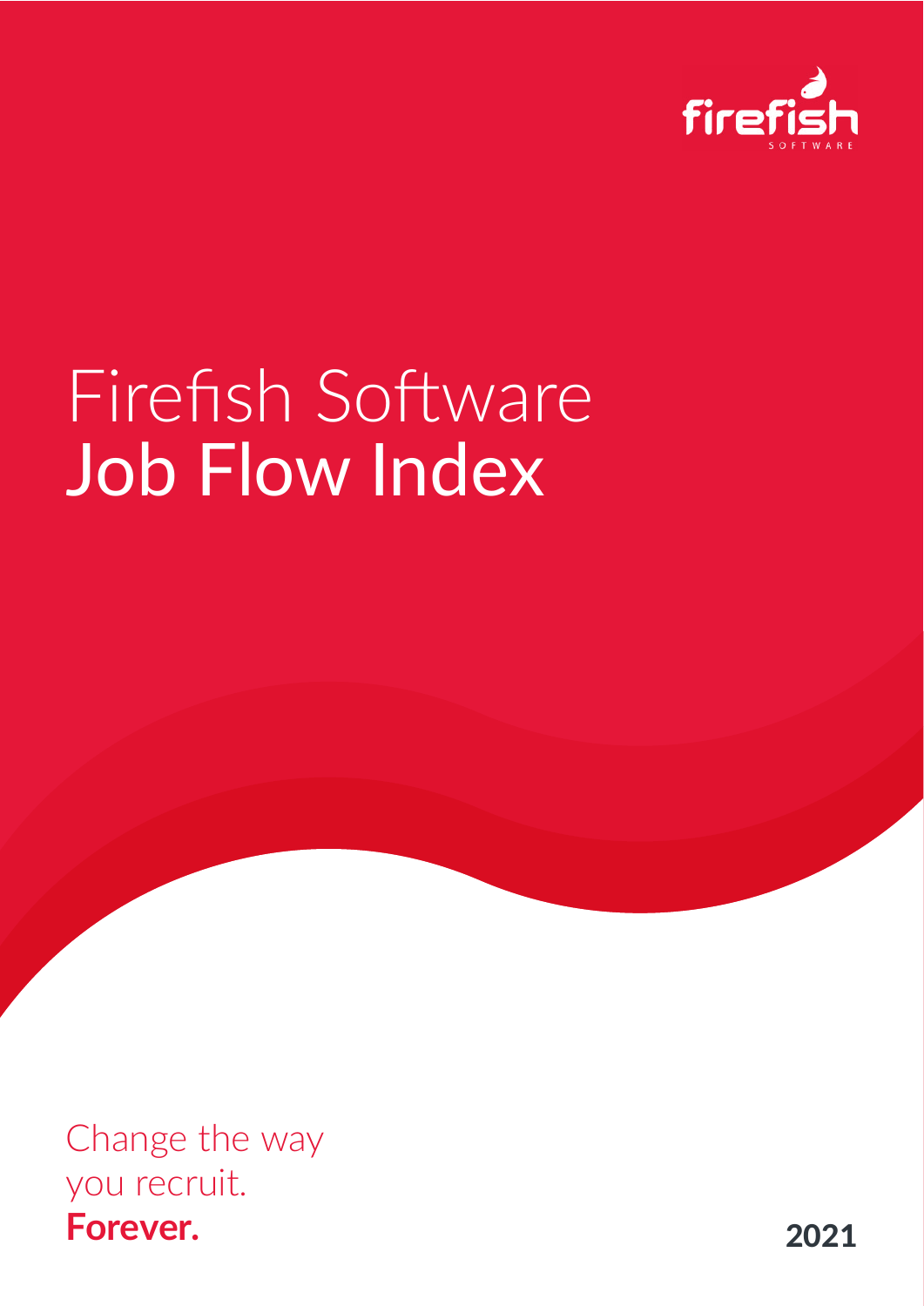firefish SOFTWARE

# Firefish Software Job Flow Index

Change the way you recruit. **Forever.**

**2021**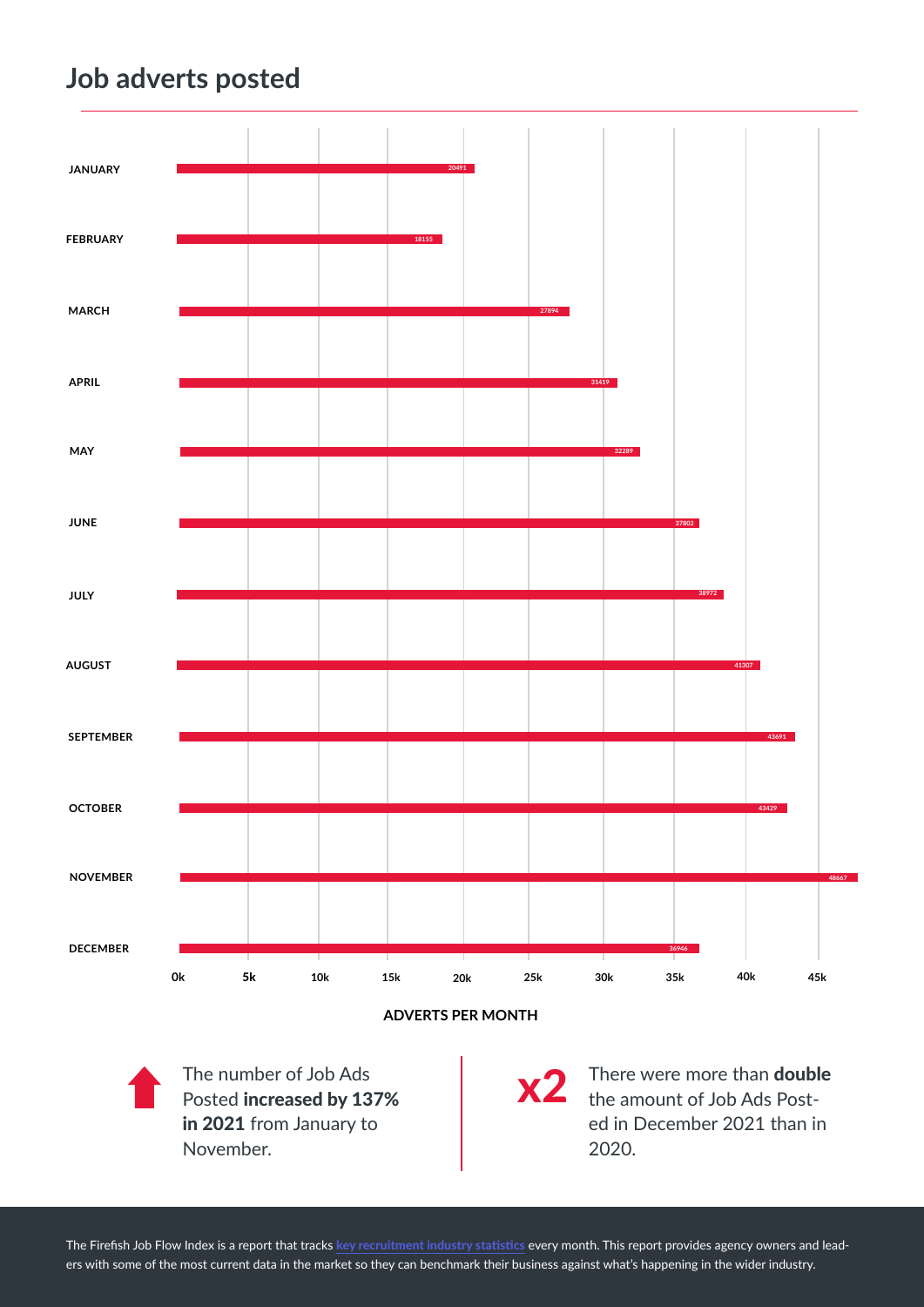## Job adverts posted

JANUARY 20491

FEBRUARY 18155

MARCH 27894

APRIL 31419

MAY 32289

JUNE 37802

JULY 38972

AUGUST 41307

SEPTEMBER 43691

OCTOBER 43429

NOVEMBER 48667

DECEMBER 36946

0k 5k 10k 15k 20k 25k 30k 35k 40k 45k

ADVERTS PER MONTH

The number of Job Ads Posted **increased by 137% in 2021** from January to November.

**x2**

There were more than **double** the amount of Job Ads Posted in December 2021 than in 2020.

The Firefish Job Flow Index is a report that tracks key recruitment industry statistics every month. This report provides agency owners and leaders with some of the most current data in the market so they can benchmark their business against what's happening in the wider industry.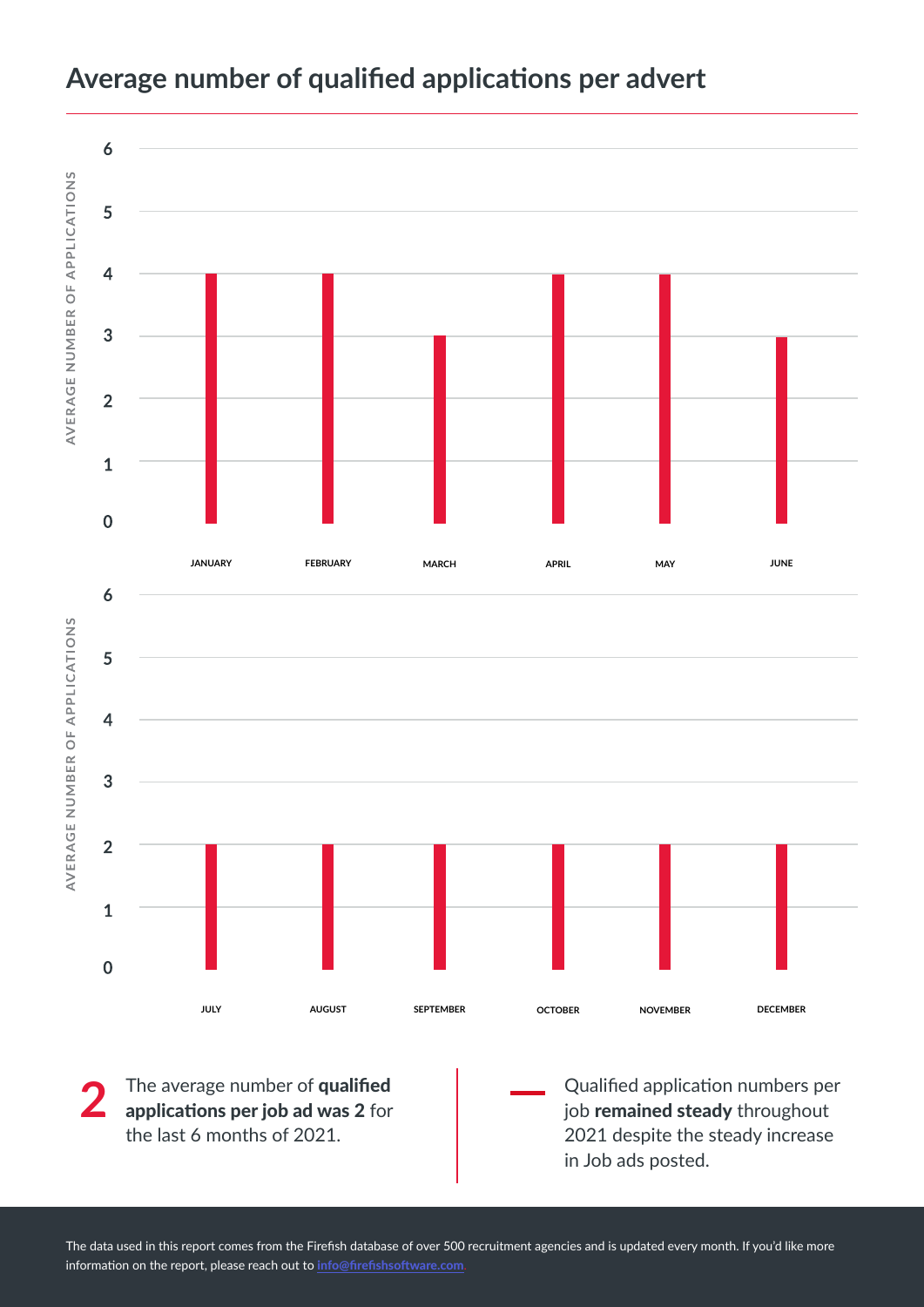## Average number of qualified applications per advert

AVERAGE NUMBER OF APPLICATIONS

6
5
4
3
2
1
0

JANUARY
FEBRUARY
MARCH
APRIL
MAY
JUNE

AVERAGE NUMBER OF APPLICATIONS

6
5
4
3
2
1
0

JULY
AUGUST
SEPTEMBER
OCTOBER
NOVEMBER
DECEMBER

**2** The average number of **qualified applications per job ad was 2** for the last 6 months of 2021.

Qualified application numbers per job **remained steady** throughout 2021 despite the steady increase in Job ads posted.

The data used in this report comes from the Firefish database of over 500 recruitment agencies and is updated every month. If you'd like more information on the report, please reach out to info@firefishsoftware.com.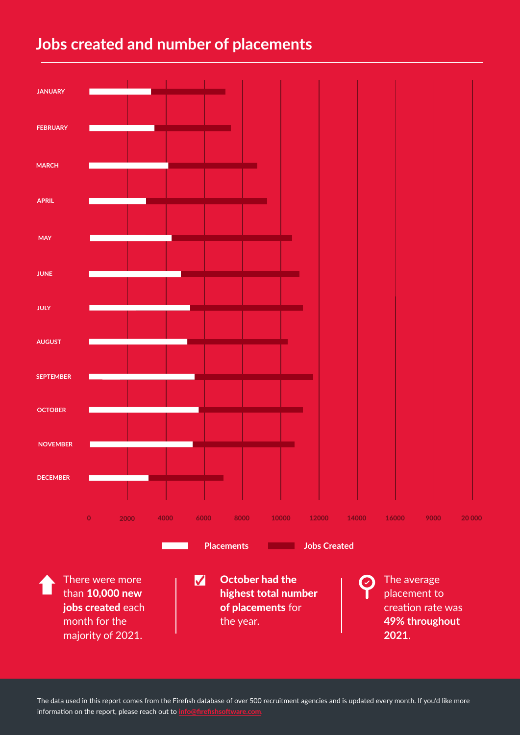## Jobs created and number of placements

JANUARY
FEBRUARY
MARCH
APRIL
MAY
JUNE
JULY
AUGUST
SEPTEMBER
OCTOBER
NOVEMBER
DECEMBER

0
2000
4000
6000
8000
10000
12000
14000
16000
9000
20 000

Placements
Jobs Created

There were more than **10,000 new jobs created** each month for the majority of 2021.

**October had the highest total number of placements** for the year.

The average placement to creation rate was **49% throughout 2021**.

The data used in this report comes from the Firefish database of over 500 recruitment agencies and is updated every month. If you'd like more information on the report, please reach out to info@firefishsoftware.com.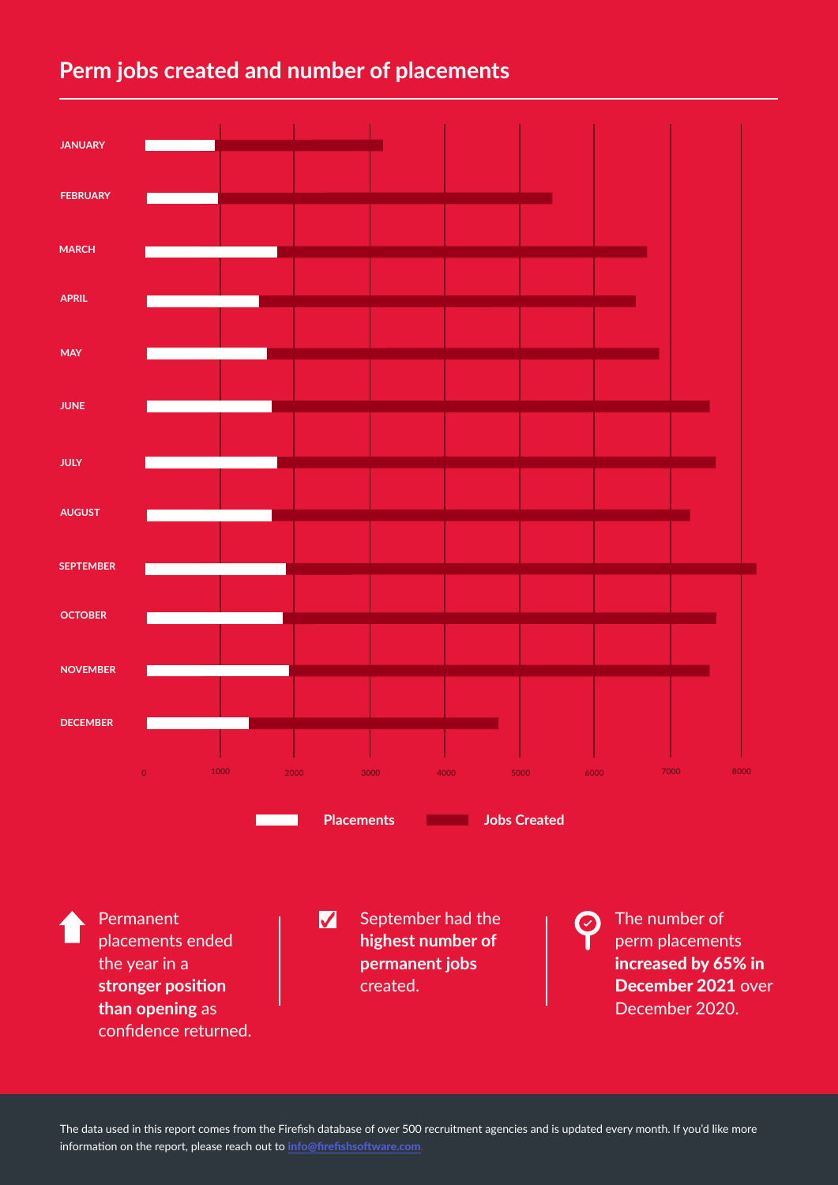## Perm jobs created and number of placements

JANUARY
FEBRUARY
MARCH
APRIL
MAY
JUNE
JULY
AUGUST
SEPTEMBER
OCTOBER
NOVEMBER
DECEMBER

0
1000
2000
3000
4000
5000
6000
7000
8000

Placements
Jobs Created

Permanent placements ended the year in a **stronger position than opening** as confidence returned.

September had the **highest number of permanent jobs** created.

The number of perm placements **increased by 65% in December 2021** over December 2020.

The data used in this report comes from the Firefish database of over 500 recruitment agencies and is updated every month. If you'd like more information on the report, please reach out to info@firefishsoftware.com.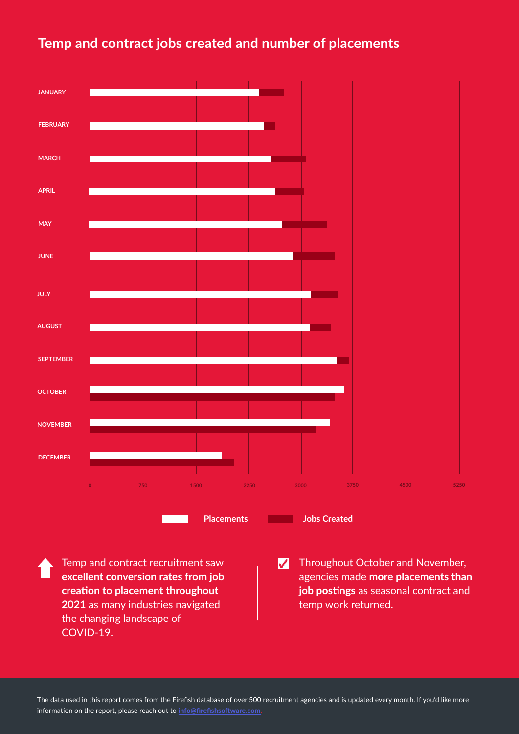## Temp and contract jobs created and number of placements

JANUARY
FEBRUARY
MARCH
APRIL
MAY
JUNE
JULY
AUGUST
SEPTEMBER
OCTOBER
NOVEMBER
DECEMBER

0
750
1500
2250
3000
3750
4500
5250

Placements
Jobs Created

Temp and contract recruitment saw **excellent conversion rates from job creation to placement throughout 2021** as many industries navigated the changing landscape of COVID-19.

Throughout October and November, agencies made **more placements than job postings** as seasonal contract and temp work returned.

The data used in this report comes from the Firefish database of over 500 recruitment agencies and is updated every month. If you'd like more information on the report, please reach out to info@firefishsoftware.com.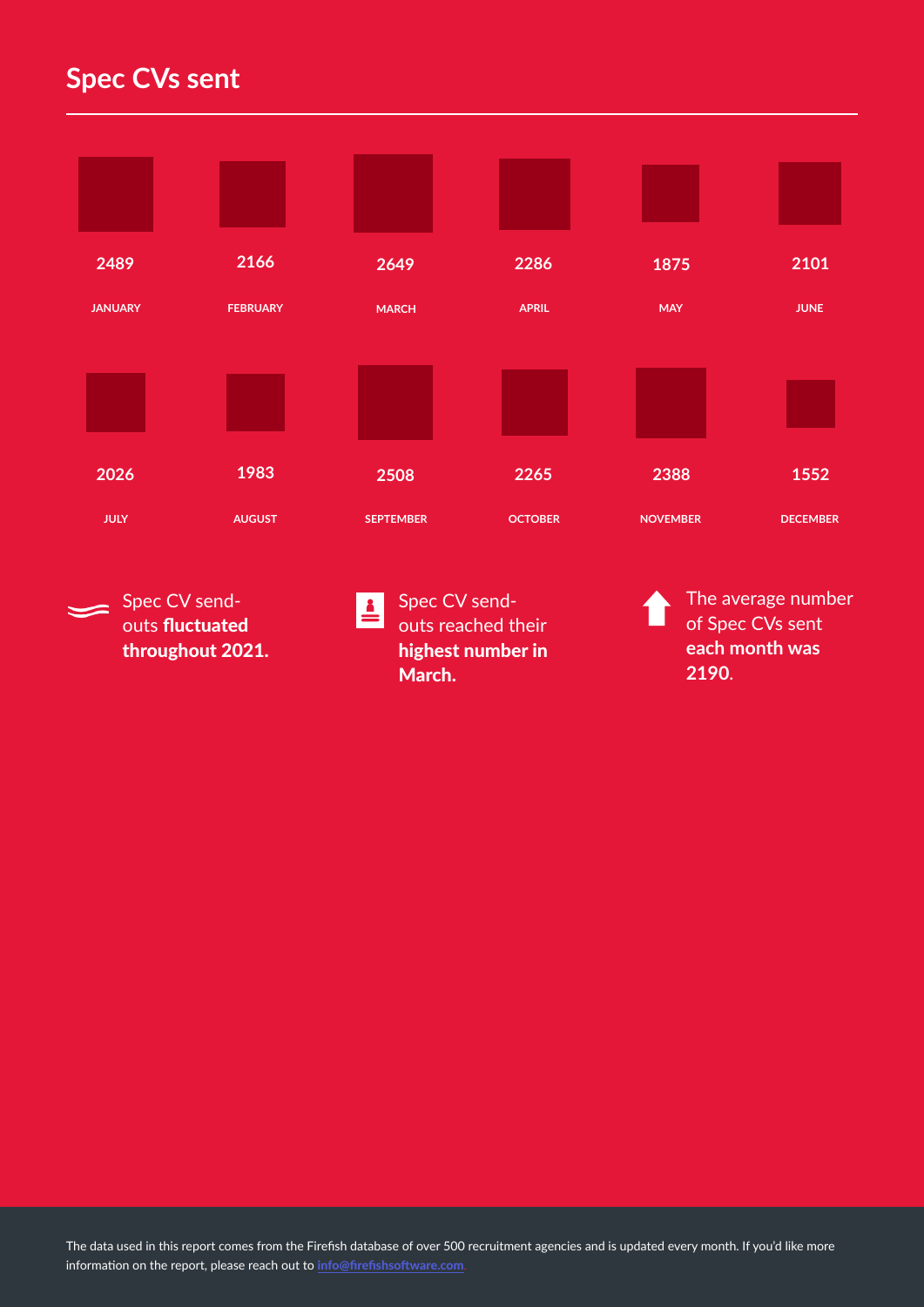## Spec CVs sent

2489
JANUARY

2166
FEBRUARY

2649
MARCH

2286
APRIL

1875
MAY

2101
JUNE

2026
JULY

1983
AUGUST

2508
SEPTEMBER

2265
OCTOBER

2388
NOVEMBER

1552
DECEMBER

Spec CV send-outs **fluctuated throughout 2021.**

Spec CV send-outs reached their **highest number in March.**

The average number of Spec CVs sent **each month was 2190**.

The data used in this report comes from the Firefish database of over 500 recruitment agencies and is updated every month. If you'd like more information on the report, please reach out to info@firefishsoftware.com.